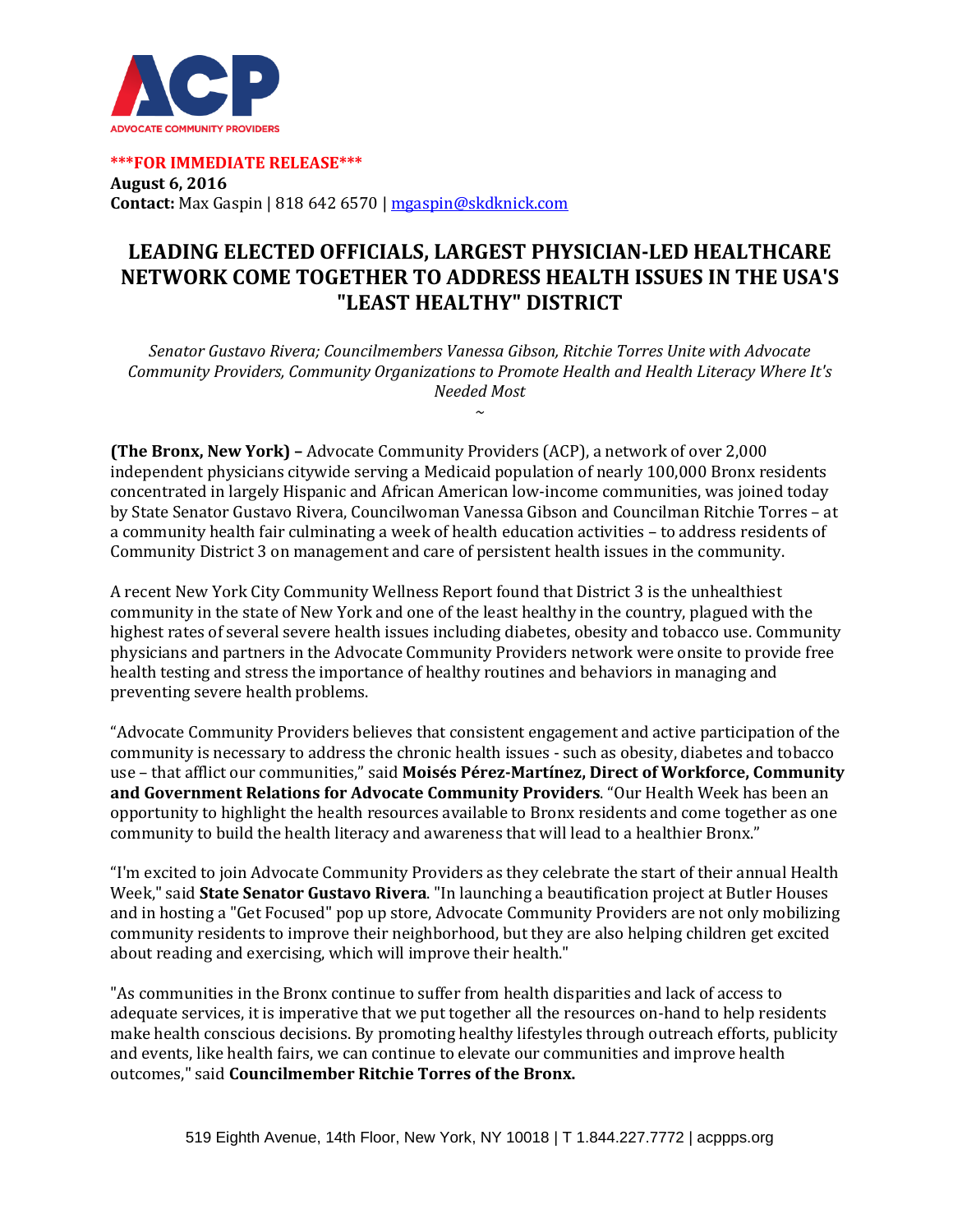**ACP**
ADVOCATE COMMUNITY PROVIDERS

*****FOR IMMEDIATE RELEASE*****
**August 6, 2016**
**Contact:** Max Gaspin | 818 642 6570 | mgaspin@skdknick.com

# LEADING ELECTED OFFICIALS, LARGEST PHYSICIAN-LED HEALTHCARE NETWORK COME TOGETHER TO ADDRESS HEALTH ISSUES IN THE USA'S "LEAST HEALTHY" DISTRICT

*Senator Gustavo Rivera; Councilmembers Vanessa Gibson, Ritchie Torres Unite with Advocate Community Providers, Community Organizations to Promote Health and Health Literacy Where It's Needed Most*

~

**(The Bronx, New York) –** Advocate Community Providers (ACP), a network of over 2,000 independent physicians citywide serving a Medicaid population of nearly 100,000 Bronx residents concentrated in largely Hispanic and African American low-income communities, was joined today by State Senator Gustavo Rivera, Councilwoman Vanessa Gibson and Councilman Ritchie Torres – at a community health fair culminating a week of health education activities – to address residents of Community District 3 on management and care of persistent health issues in the community.

A recent New York City Community Wellness Report found that District 3 is the unhealthiest community in the state of New York and one of the least healthy in the country, plagued with the highest rates of several severe health issues including diabetes, obesity and tobacco use. Community physicians and partners in the Advocate Community Providers network were onsite to provide free health testing and stress the importance of healthy routines and behaviors in managing and preventing severe health problems.

"Advocate Community Providers believes that consistent engagement and active participation of the community is necessary to address the chronic health issues - such as obesity, diabetes and tobacco use – that afflict our communities," said **Moisés Pérez-Martínez, Direct of Workforce, Community and Government Relations for Advocate Community Providers**. "Our Health Week has been an opportunity to highlight the health resources available to Bronx residents and come together as one community to build the health literacy and awareness that will lead to a healthier Bronx."

"I'm excited to join Advocate Community Providers as they celebrate the start of their annual Health Week," said **State Senator Gustavo Rivera**. "In launching a beautification project at Butler Houses and in hosting a "Get Focused" pop up store, Advocate Community Providers are not only mobilizing community residents to improve their neighborhood, but they are also helping children get excited about reading and exercising, which will improve their health."

"As communities in the Bronx continue to suffer from health disparities and lack of access to adequate services, it is imperative that we put together all the resources on-hand to help residents make health conscious decisions. By promoting healthy lifestyles through outreach efforts, publicity and events, like health fairs, we can continue to elevate our communities and improve health outcomes," said **Councilmember Ritchie Torres of the Bronx.**

519 Eighth Avenue, 14th Floor, New York, NY 10018 | T 1.844.227.7772 | acppps.org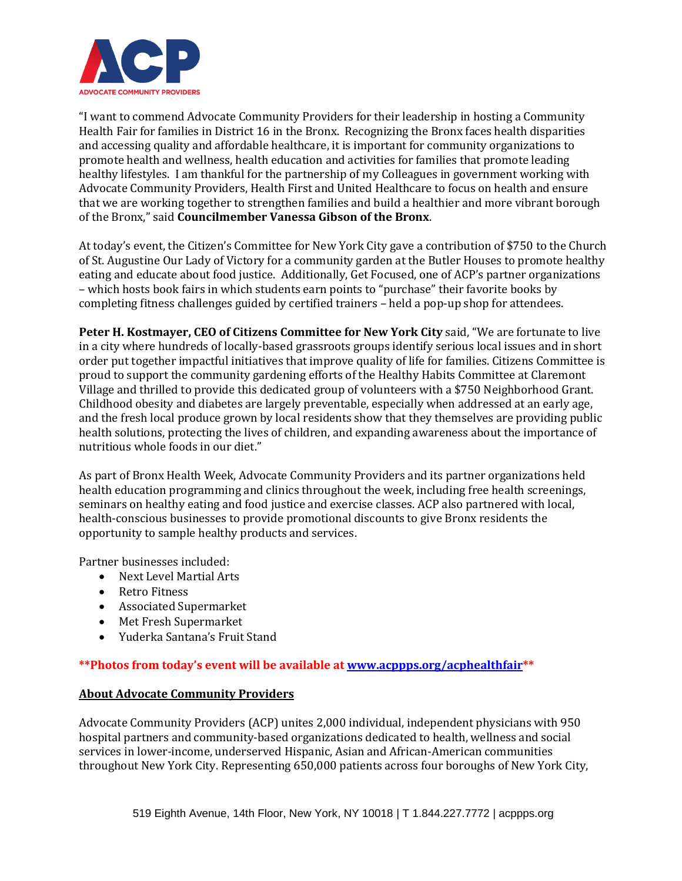“I want to commend Advocate Community Providers for their leadership in hosting a Community Health Fair for families in District 16 in the Bronx. Recognizing the Bronx faces health disparities and accessing quality and affordable healthcare, it is important for community organizations to promote health and wellness, health education and activities for families that promote leading healthy lifestyles. I am thankful for the partnership of my Colleagues in government working with Advocate Community Providers, Health First and United Healthcare to focus on health and ensure that we are working together to strengthen families and build a healthier and more vibrant borough of the Bronx,” said **Councilmember Vanessa Gibson of the Bronx**.

At today’s event, the Citizen’s Committee for New York City gave a contribution of $750 to the Church of St. Augustine Our Lady of Victory for a community garden at the Butler Houses to promote healthy eating and educate about food justice. Additionally, Get Focused, one of ACP’s partner organizations – which hosts book fairs in which students earn points to “purchase” their favorite books by completing fitness challenges guided by certified trainers – held a pop-up shop for attendees.

**Peter H. Kostmayer, CEO of Citizens Committee for New York City** said, “We are fortunate to live in a city where hundreds of locally-based grassroots groups identify serious local issues and in short order put together impactful initiatives that improve quality of life for families. Citizens Committee is proud to support the community gardening efforts of the Healthy Habits Committee at Claremont Village and thrilled to provide this dedicated group of volunteers with a $750 Neighborhood Grant. Childhood obesity and diabetes are largely preventable, especially when addressed at an early age, and the fresh local produce grown by local residents show that they themselves are providing public health solutions, protecting the lives of children, and expanding awareness about the importance of nutritious whole foods in our diet.”

As part of Bronx Health Week, Advocate Community Providers and its partner organizations held health education programming and clinics throughout the week, including free health screenings, seminars on healthy eating and food justice and exercise classes. ACP also partnered with local, health-conscious businesses to provide promotional discounts to give Bronx residents the opportunity to sample healthy products and services.

Partner businesses included:

- Next Level Martial Arts
- Retro Fitness
- Associated Supermarket
- Met Fresh Supermarket
- Yuderka Santana’s Fruit Stand

**\*\*Photos from today’s event will be available at [www.acppps.org/acphealthfair](http://www.acppps.org/acphealthfair)\*\***

**<u>About Advocate Community Providers</u>**

Advocate Community Providers (ACP) unites 2,000 individual, independent physicians with 950 hospital partners and community-based organizations dedicated to health, wellness and social services in lower-income, underserved Hispanic, Asian and African-American communities throughout New York City. Representing 650,000 patients across four boroughs of New York City,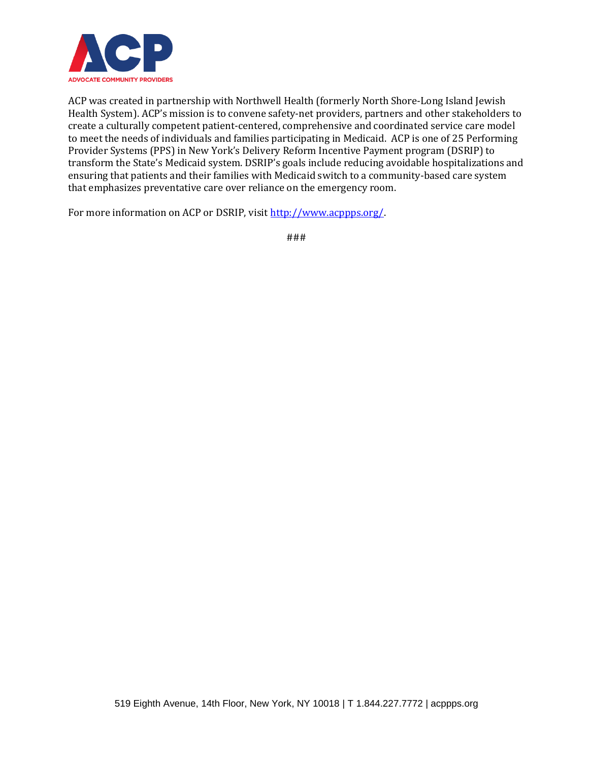ACP was created in partnership with Northwell Health (formerly North Shore-Long Island Jewish Health System). ACP's mission is to convene safety-net providers, partners and other stakeholders to create a culturally competent patient-centered, comprehensive and coordinated service care model to meet the needs of individuals and families participating in Medicaid. ACP is one of 25 Performing Provider Systems (PPS) in New York's Delivery Reform Incentive Payment program (DSRIP) to transform the State's Medicaid system. DSRIP's goals include reducing avoidable hospitalizations and ensuring that patients and their families with Medicaid switch to a community-based care system that emphasizes preventative care over reliance on the emergency room.

For more information on ACP or DSRIP, visit [http://www.acppps.org/](http://www.acppps.org/).

###